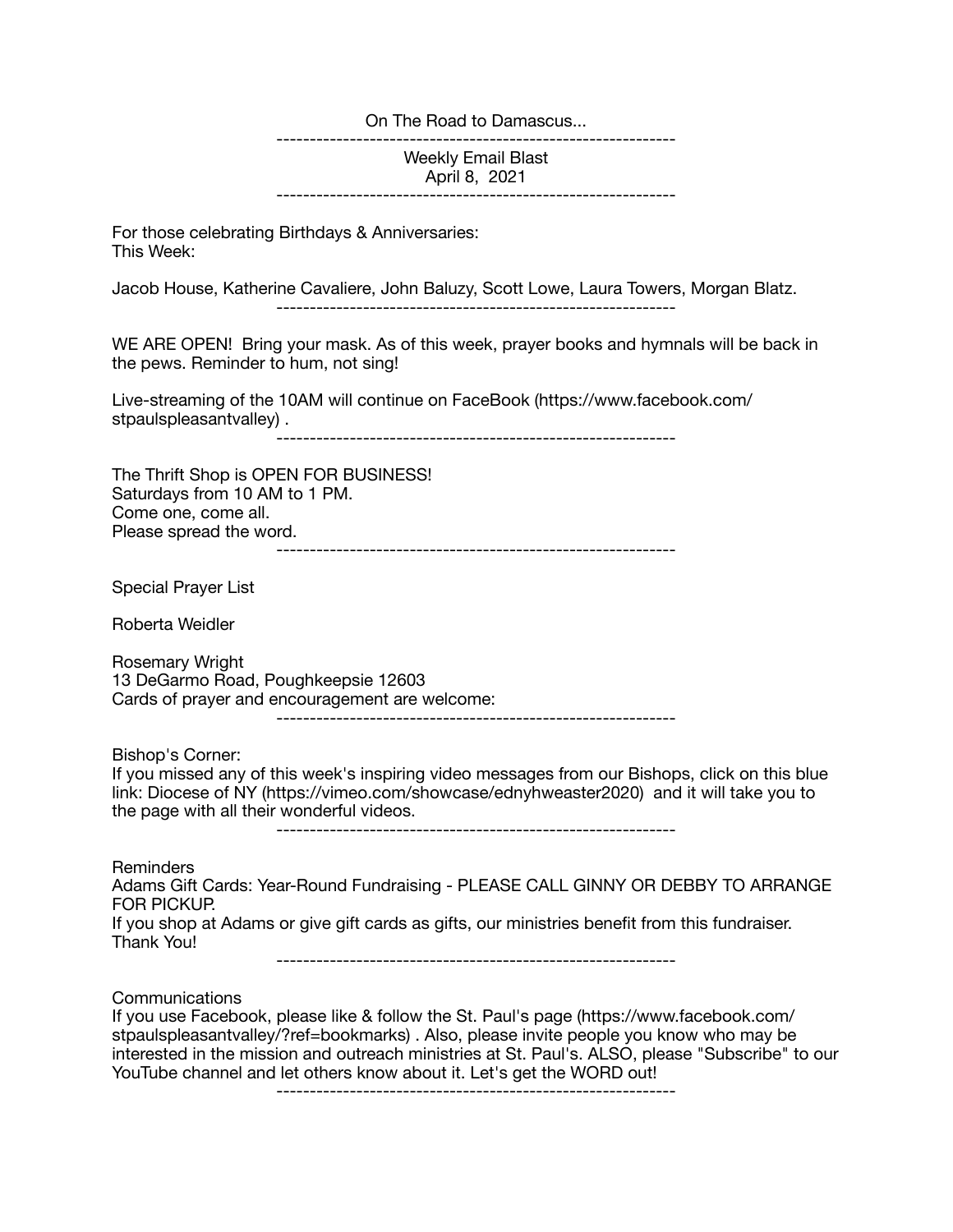On The Road to Damascus...

---

Weekly Email Blast
April 8, 2021

---

For those celebrating Birthdays & Anniversaries:
This Week:

Jacob House, Katherine Cavaliere, John Baluzy, Scott Lowe, Laura Towers, Morgan Blatz.

---

WE ARE OPEN! Bring your mask. As of this week, prayer books and hymnals will be back in the pews. Reminder to hum, not sing!

Live-streaming of the 10AM will continue on FaceBook (https://www.facebook.com/stpaulspleasantvalley) .

---

The Thrift Shop is OPEN FOR BUSINESS!
Saturdays from 10 AM to 1 PM.
Come one, come all.
Please spread the word.

---

Special Prayer List

Roberta Weidler

Rosemary Wright
13 DeGarmo Road, Poughkeepsie 12603
Cards of prayer and encouragement are welcome:

---

Bishop's Corner:
If you missed any of this week's inspiring video messages from our Bishops, click on this blue link: Diocese of NY (https://vimeo.com/showcase/ednyhweaster2020) and it will take you to the page with all their wonderful videos.

---

Reminders
Adams Gift Cards: Year-Round Fundraising - PLEASE CALL GINNY OR DEBBY TO ARRANGE FOR PICKUP.
If you shop at Adams or give gift cards as gifts, our ministries benefit from this fundraiser. Thank You!

---

Communications
If you use Facebook, please like & follow the St. Paul's page (https://www.facebook.com/stpaulspleasantvalley/?ref=bookmarks) . Also, please invite people you know who may be interested in the mission and outreach ministries at St. Paul's. ALSO, please "Subscribe" to our YouTube channel and let others know about it. Let's get the WORD out!

---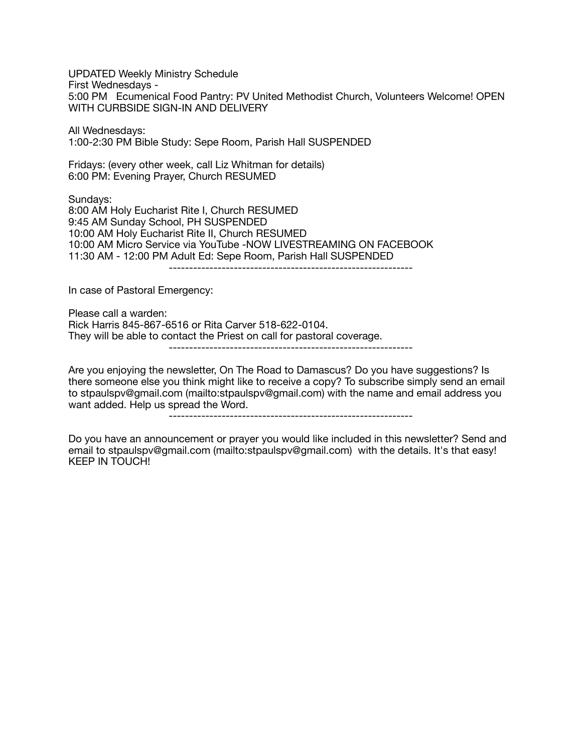UPDATED Weekly Ministry Schedule
First Wednesdays -
5:00 PM   Ecumenical Food Pantry: PV United Methodist Church, Volunteers Welcome! OPEN WITH CURBSIDE SIGN-IN AND DELIVERY

All Wednesdays:
1:00-2:30 PM Bible Study: Sepe Room, Parish Hall SUSPENDED

Fridays: (every other week, call Liz Whitman for details)
6:00 PM: Evening Prayer, Church RESUMED

Sundays:
8:00 AM Holy Eucharist Rite I, Church RESUMED
9:45 AM Sunday School, PH SUSPENDED
10:00 AM Holy Eucharist Rite II, Church RESUMED
10:00 AM Micro Service via YouTube -NOW LIVESTREAMING ON FACEBOOK
11:30 AM - 12:00 PM Adult Ed: Sepe Room, Parish Hall SUSPENDED

------------------------------------------------------------

In case of Pastoral Emergency:

Please call a warden:
Rick Harris 845-867-6516 or Rita Carver 518-622-0104.
They will be able to contact the Priest on call for pastoral coverage.

------------------------------------------------------------

Are you enjoying the newsletter, On The Road to Damascus? Do you have suggestions? Is there someone else you think might like to receive a copy? To subscribe simply send an email to stpaulspv@gmail.com (mailto:stpaulspv@gmail.com) with the name and email address you want added. Help us spread the Word.

------------------------------------------------------------

Do you have an announcement or prayer you would like included in this newsletter? Send and email to stpaulspv@gmail.com (mailto:stpaulspv@gmail.com) with the details. It's that easy!
KEEP IN TOUCH!